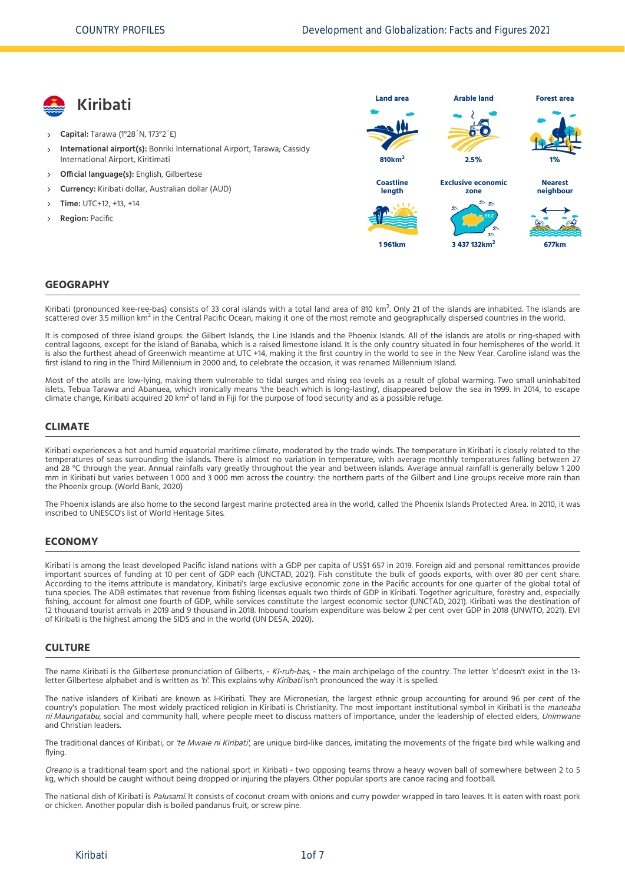# Kiribati

- **Capital:** Tarawa (1°28´N, 173°2´E)
- **International airport(s):** Bonriki International Airport, Tarawa; Cassidy International Airport, Kiritimati
- **Official language(s):** English, Gilbertese
- **Currency:** Kiribati dollar, Australian dollar (AUD)
- **Time:** UTC+12, +13, +14
- **Region:** Pacific

| Land area | Arable land | Forest area |
|---|---|---|
| 810km² | 2.5% | 1% |
| **Coastline length** | **Exclusive economic zone** | **Nearest neighbour** |
| 1 961km | 3 437 132km² | 677km |

## GEOGRAPHY

Kiribati (pronounced kee-ree-bas) consists of 33 coral islands with a total land area of 810 km². Only 21 of the islands are inhabited. The islands are scattered over 3.5 million km² in the Central Pacific Ocean, making it one of the most remote and geographically dispersed countries in the world.

It is composed of three island groups: the Gilbert Islands, the Line Islands and the Phoenix Islands. All of the islands are atolls or ring-shaped with central lagoons, except for the island of Banaba, which is a raised limestone island. It is the only country situated in four hemispheres of the world. It is also the furthest ahead of Greenwich meantime at UTC +14, making it the first country in the world to see in the New Year. Caroline island was the first island to ring in the Third Millennium in 2000 and, to celebrate the occasion, it was renamed Millennium Island.

Most of the atolls are low-lying, making them vulnerable to tidal surges and rising sea levels as a result of global warming. Two small uninhabited islets, Tebua Tarawa and Abanuea, which ironically means 'the beach which is long-lasting', disappeared below the sea in 1999. In 2014, to escape climate change, Kiribati acquired 20 km² of land in Fiji for the purpose of food security and as a possible refuge.

## CLIMATE

Kiribati experiences a hot and humid equatorial maritime climate, moderated by the trade winds. The temperature in Kiribati is closely related to the temperatures of seas surrounding the islands. There is almost no variation in temperature, with average monthly temperatures falling between 27 and 28 °C through the year. Annual rainfalls vary greatly throughout the year and between islands. Average annual rainfall is generally below 1 200 mm in Kiribati but varies between 1 000 and 3 000 mm across the country: the northern parts of the Gilbert and Line groups receive more rain than the Phoenix group. (World Bank, 2020)

The Phoenix islands are also home to the second largest marine protected area in the world, called the Phoenix Islands Protected Area. In 2010, it was inscribed to UNESCO's list of World Heritage Sites.

## ECONOMY

Kiribati is among the least developed Pacific island nations with a GDP per capita of US$1 657 in 2019. Foreign aid and personal remittances provide important sources of funding at 10 per cent of GDP each (UNCTAD, 2021). Fish constitute the bulk of goods exports, with over 80 per cent share. According to the items attribute is mandatory, Kiribati's large exclusive economic zone in the Pacific accounts for one quarter of the global total of tuna species. The ADB estimates that revenue from fishing licenses equals two thirds of GDP in Kiribati. Together agriculture, forestry and, especially fishing, account for almost one fourth of GDP, while services constitute the largest economic sector (UNCTAD, 2021). Kiribati was the destination of 12 thousand tourist arrivals in 2019 and 9 thousand in 2018. Inbound tourism expenditure was below 2 per cent over GDP in 2018 (UNWTO, 2021). EVI of Kiribati is the highest among the SIDS and in the world (UN DESA, 2020).

## CULTURE

The name Kiribati is the Gilbertese pronunciation of Gilberts, - *KI-ruh-bas*, - the main archipelago of the country. The letter *'s'* doesn't exist in the 13-letter Gilbertese alphabet and is written as *'ti'*. This explains why *Kiribati* isn't pronounced the way it is spelled.

The native islanders of Kiribati are known as I-Kiribati. They are Micronesian, the largest ethnic group accounting for around 96 per cent of the country's population. The most widely practiced religion in Kiribati is Christianity. The most important institutional symbol in Kiribati is the *maneaba ni Maungatabu*, social and community hall, where people meet to discuss matters of importance, under the leadership of elected elders, *Unimwane* and Christian leaders.

The traditional dances of Kiribati, or *'te Mwaie ni Kiribati'*, are unique bird-like dances, imitating the movements of the frigate bird while walking and flying.

*Oreano* is a traditional team sport and the national sport in Kiribati - two opposing teams throw a heavy woven ball of somewhere between 2 to 5 kg, which should be caught without being dropped or injuring the players. Other popular sports are canoe racing and football.

The national dish of Kiribati is *Palusami*. It consists of coconut cream with onions and curry powder wrapped in taro leaves. It is eaten with roast pork or chicken. Another popular dish is boiled pandanus fruit, or screw pine.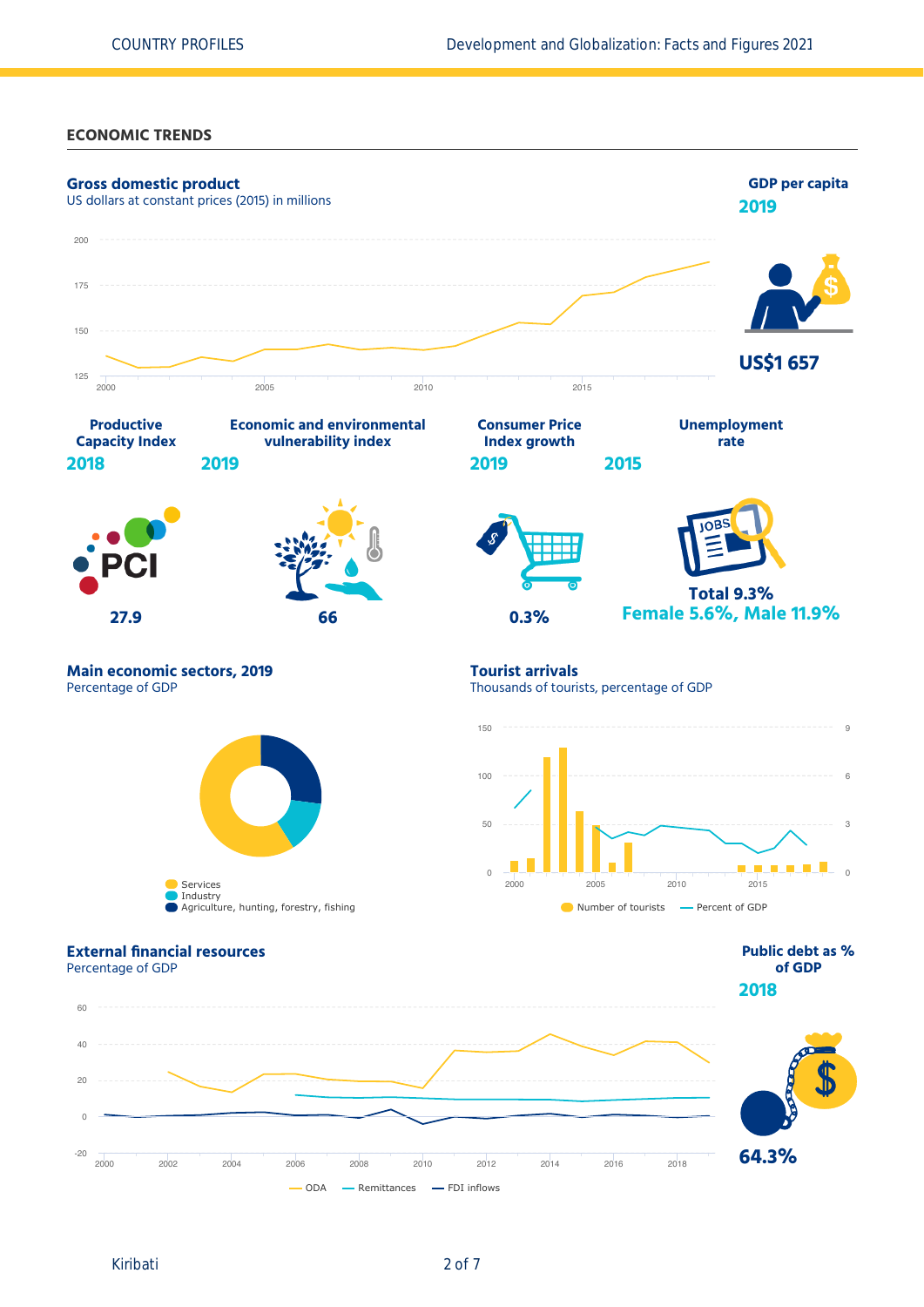## ECONOMIC TRENDS

### Gross domestic product

US dollars at constant prices (2015) in millions

200
175
150
125

2000 2005 2010 2015

### GDP per capita

**2019**

**US$1 657**

### Productive Capacity Index

**2018**

PCI

**27.9**

### Economic and environmental vulnerability index

**2019**

**66**

### Consumer Price Index growth

**2019**

**0.3%**

### Unemployment rate

**2015**

JOBS

**Total 9.3%**
**Female 5.6%, Male 11.9%**

### Main economic sectors, 2019

Percentage of GDP

- Services
- Industry
- Agriculture, hunting, forestry, fishing

### Tourist arrivals

Thousands of tourists, percentage of GDP

150 / 9
100 / 6
50 / 3
0 / 0

2000 2005 2010 2015

Number of tourists — Percent of GDP

### External financial resources

Percentage of GDP

60
40
20
0
-20

2000 2002 2004 2006 2008 2010 2012 2014 2016 2018

ODA — Remittances — FDI inflows

### Public debt as % of GDP

**2018**

**64.3%**

Kiribati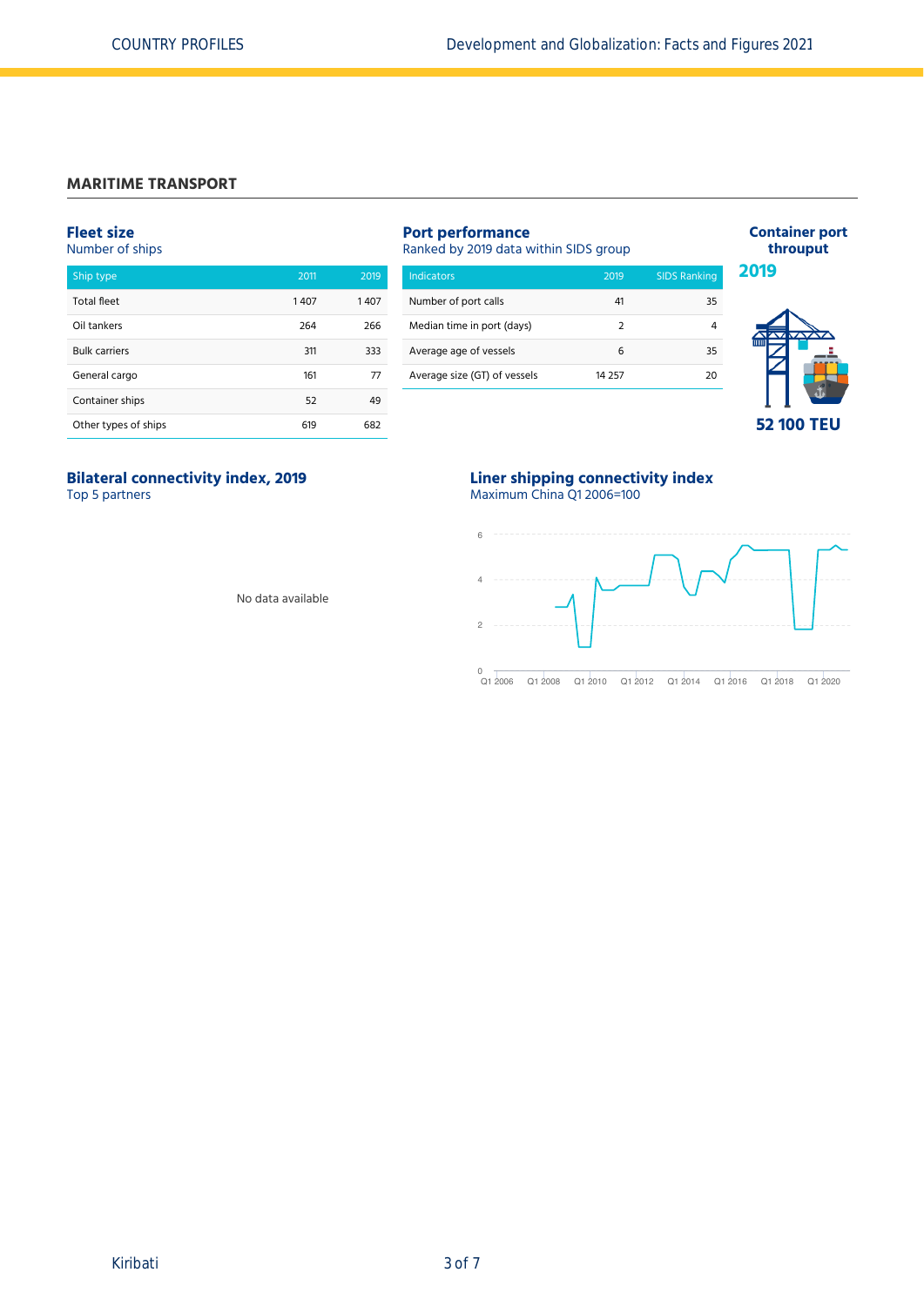## MARITIME TRANSPORT

### Fleet size
Number of ships

| Ship type | 2011 | 2019 |
|---|---|---|
| Total fleet | 1 407 | 1 407 |
| Oil tankers | 264 | 266 |
| Bulk carriers | 311 | 333 |
| General cargo | 161 | 77 |
| Container ships | 52 | 49 |
| Other types of ships | 619 | 682 |

### Port performance
Ranked by 2019 data within SIDS group

| Indicators | 2019 | SIDS Ranking |
|---|---|---|
| Number of port calls | 41 | 35 |
| Median time in port (days) | 2 | 4 |
| Average age of vessels | 6 | 35 |
| Average size (GT) of vessels | 14 257 | 20 |

### Container port throuput
**2019**

**52 100 TEU**

### Bilateral connectivity index, 2019
Top 5 partners

No data available

### Liner shipping connectivity index
Maximum China Q1 2006=100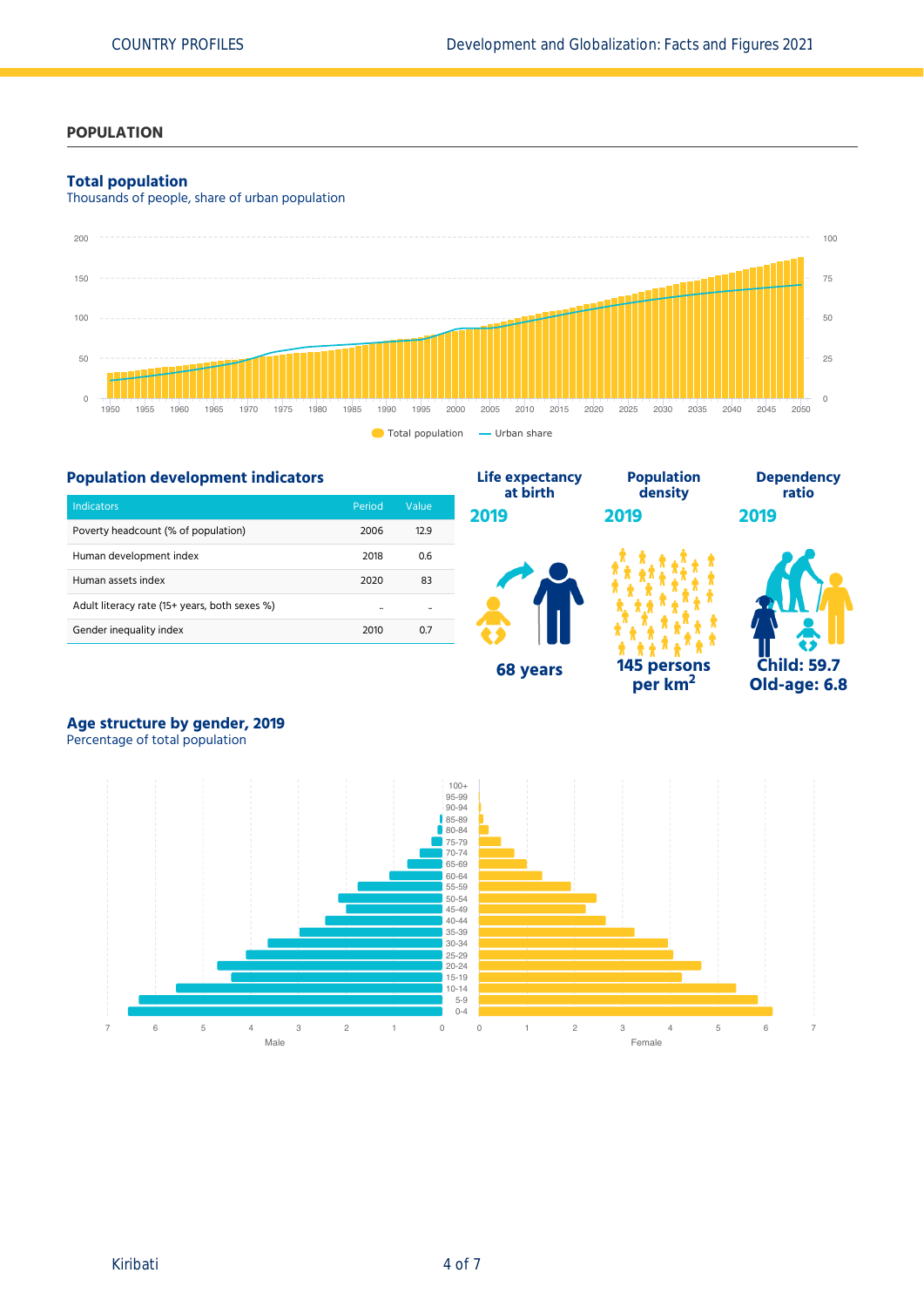## POPULATION

### Total population

Thousands of people, share of urban population

### Population development indicators

| Indicators | Period | Value |
|---|---|---|
| Poverty headcount (% of population) | 2006 | 12.9 |
| Human development index | 2018 | 0.6 |
| Human assets index | 2020 | 83 |
| Adult literacy rate (15+ years, both sexes %) | .. | .. |
| Gender inequality index | 2010 | 0.7 |

**Life expectancy at birth**
2019
68 years

**Population density**
2019
145 persons per km²

**Dependency ratio**
2019
Child: 59.7
Old-age: 6.8

### Age structure by gender, 2019

Percentage of total population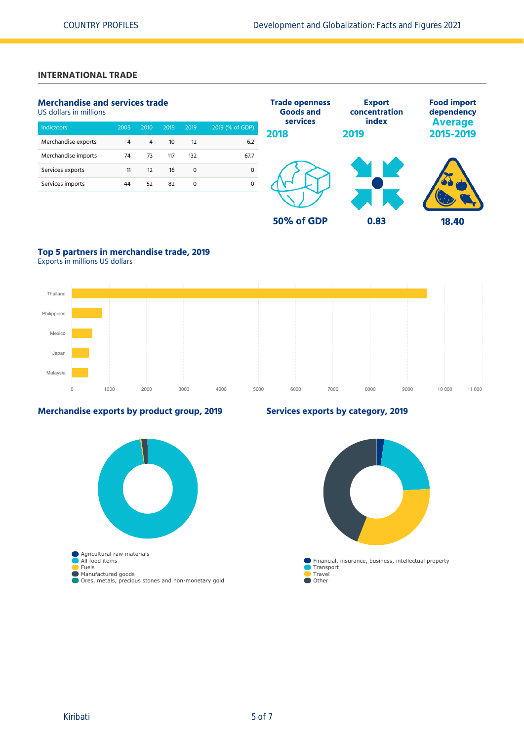## INTERNATIONAL TRADE

### Merchandise and services trade

US dollars in millions

| Indicators | 2005 | 2010 | 2015 | 2019 | 2019 (% of GDP) |
| --- | --- | --- | --- | --- | --- |
| Merchandise exports | 4 | 4 | 10 | 12 | 6.2 |
| Merchandise imports | 74 | 73 | 117 | 132 | 67.7 |
| Services exports | 11 | 12 | 16 | 0 | 0 |
| Services imports | 44 | 52 | 82 | 0 | 0 |

**Trade openness Goods and services 2018**

50% of GDP

**Export concentration index 2019**

0.83

**Food import dependency Average 2015-2019**

18.40

### Top 5 partners in merchandise trade, 2019

Exports in millions US dollars

Thailand
Philippines
Mexico
Japan
Malaysia

0 1000 2000 3000 4000 5000 6000 7000 8000 9000 10 000 11 000

### Merchandise exports by product group, 2019

- Agricultural raw materials
- All food items
- Fuels
- Manufactured goods
- Ores, metals, precious stones and non-monetary gold

### Services exports by category, 2019

- Financial, insurance, business, intellectual property
- Transport
- Travel
- Other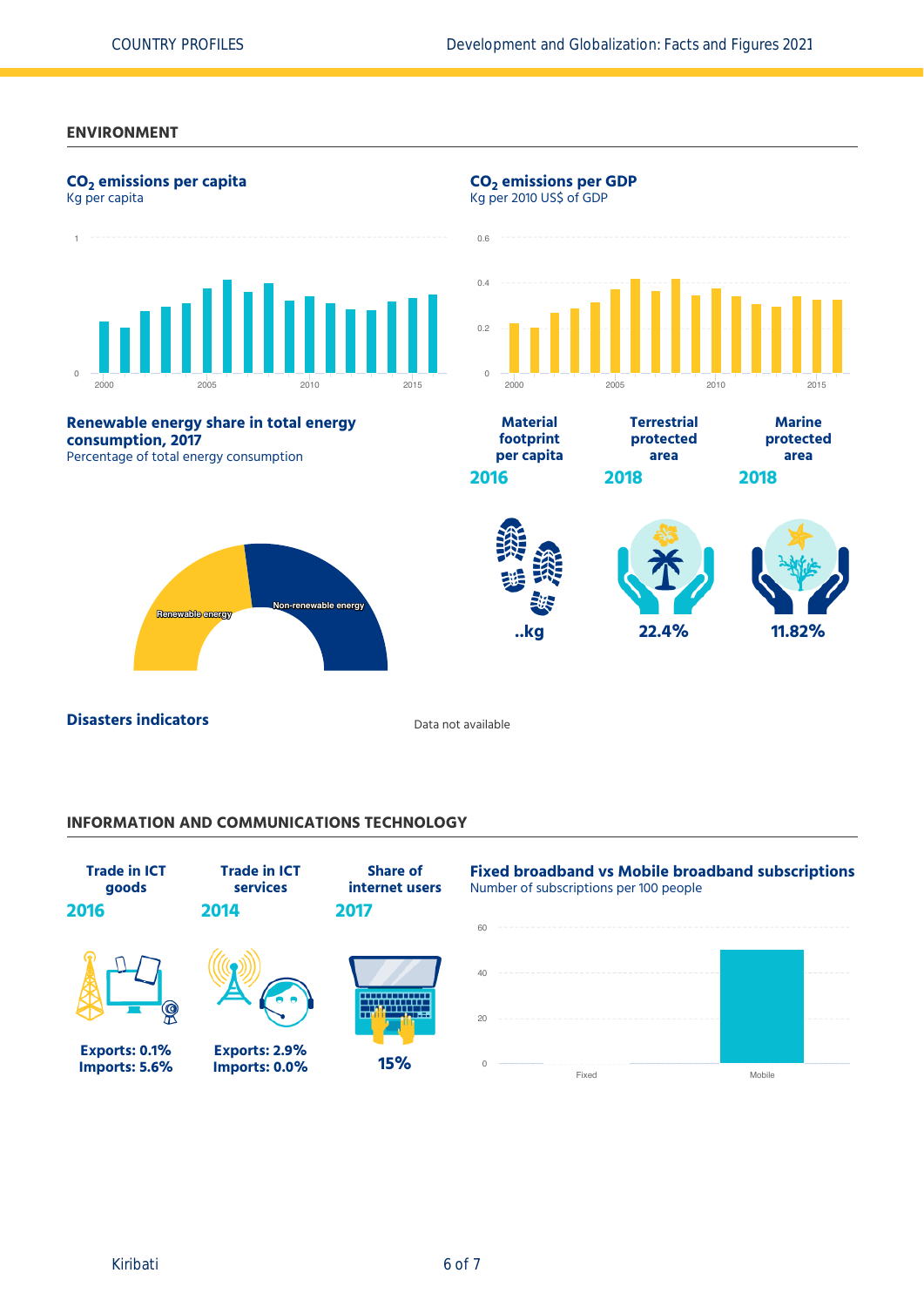## ENVIRONMENT

### $CO_2$ emissions per capita

Kg per capita

### $CO_2$ emissions per GDP

Kg per 2010 US$ of GDP

### Renewable energy share in total energy consumption, 2017

Percentage of total energy consumption

Renewable energy

Non-renewable energy

| Material footprint per capita | Terrestrial protected area | Marine protected area |
|---|---|---|
| 2016 | 2018 | 2018 |
| ..kg | 22.4% | 11.82% |

### Disasters indicators

Data not available

## INFORMATION AND COMMUNICATIONS TECHNOLOGY

| Trade in ICT goods | Trade in ICT services | Share of internet users |
|---|---|---|
| 2016 | 2014 | 2017 |
| Exports: 0.1%<br>Imports: 5.6% | Exports: 2.9%<br>Imports: 0.0% | 15% |

### Fixed broadband vs Mobile broadband subscriptions

Number of subscriptions per 100 people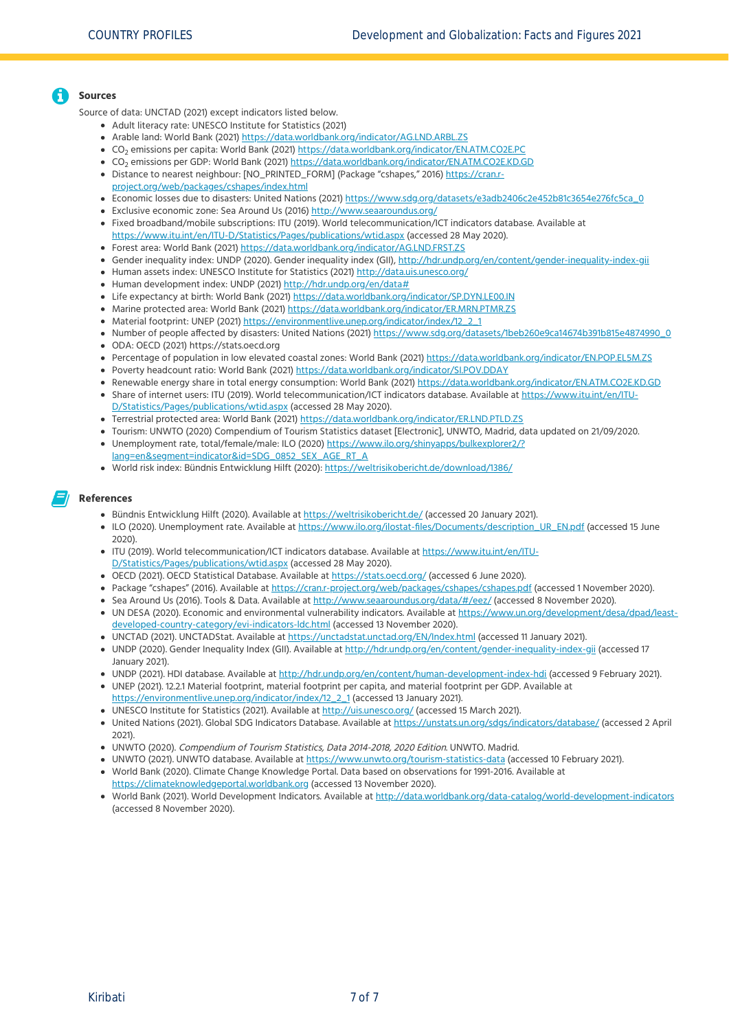## Sources

Source of data: UNCTAD (2021) except indicators listed below.

- Adult literacy rate: UNESCO Institute for Statistics (2021)
- Arable land: World Bank (2021) https://data.worldbank.org/indicator/AG.LND.ARBL.ZS
- $CO_2$ emissions per capita: World Bank (2021) https://data.worldbank.org/indicator/EN.ATM.CO2E.PC
- $CO_2$ emissions per GDP: World Bank (2021) https://data.worldbank.org/indicator/EN.ATM.CO2E.KD.GD
- Distance to nearest neighbour: [NO_PRINTED_FORM] (Package "cshapes," 2016) https://cran.r-project.org/web/packages/cshapes/index.html
- Economic losses due to disasters: United Nations (2021) https://www.sdg.org/datasets/e3adb2406c2e452b81c3654e276fc5ca_0
- Exclusive economic zone: Sea Around Us (2016) http://www.seaaroundus.org/
- Fixed broadband/mobile subscriptions: ITU (2019). World telecommunication/ICT indicators database. Available at https://www.itu.int/en/ITU-D/Statistics/Pages/publications/wtid.aspx (accessed 28 May 2020).
- Forest area: World Bank (2021) https://data.worldbank.org/indicator/AG.LND.FRST.ZS
- Gender inequality index: UNDP (2020). Gender inequality index (GII), http://hdr.undp.org/en/content/gender-inequality-index-gii
- Human assets index: UNESCO Institute for Statistics (2021) http://data.uis.unesco.org/
- Human development index: UNDP (2021) http://hdr.undp.org/en/data#
- Life expectancy at birth: World Bank (2021) https://data.worldbank.org/indicator/SP.DYN.LE00.IN
- Marine protected area: World Bank (2021) https://data.worldbank.org/indicator/ER.MRN.PTMR.ZS
- Material footprint: UNEP (2021) https://environmentlive.unep.org/indicator/index/12_2_1
- Number of people affected by disasters: United Nations (2021) https://www.sdg.org/datasets/1beb260e9ca14674b391b815e4874990_0
- ODA: OECD (2021) https://stats.oecd.org
- Percentage of population in low elevated coastal zones: World Bank (2021) https://data.worldbank.org/indicator/EN.POP.EL5M.ZS
- Poverty headcount ratio: World Bank (2021) https://data.worldbank.org/indicator/SI.POV.DDAY
- Renewable energy share in total energy consumption: World Bank (2021) https://data.worldbank.org/indicator/EN.ATM.CO2E.KD.GD
- Share of internet users: ITU (2019). World telecommunication/ICT indicators database. Available at https://www.itu.int/en/ITU-D/Statistics/Pages/publications/wtid.aspx (accessed 28 May 2020).
- Terrestrial protected area: World Bank (2021) https://data.worldbank.org/indicator/ER.LND.PTLD.ZS
- Tourism: UNWTO (2020) Compendium of Tourism Statistics dataset [Electronic], UNWTO, Madrid, data updated on 21/09/2020.
- Unemployment rate, total/female/male: ILO (2020) https://www.ilo.org/shinyapps/bulkexplorer2/?lang=en&segment=indicator&id=SDG_0852_SEX_AGE_RT_A
- World risk index: Bündnis Entwicklung Hilft (2020): https://weltrisikobericht.de/download/1386/

## References

- Bündnis Entwicklung Hilft (2020). Available at https://weltrisikobericht.de/ (accessed 20 January 2021).
- ILO (2020). Unemployment rate. Available at https://www.ilo.org/ilostat-files/Documents/description_UR_EN.pdf (accessed 15 June 2020).
- ITU (2019). World telecommunication/ICT indicators database. Available at https://www.itu.int/en/ITU-D/Statistics/Pages/publications/wtid.aspx (accessed 28 May 2020).
- OECD (2021). OECD Statistical Database. Available at https://stats.oecd.org/ (accessed 6 June 2020).
- Package "cshapes" (2016). Available at https://cran.r-project.org/web/packages/cshapes/cshapes.pdf (accessed 1 November 2020).
- Sea Around Us (2016). Tools & Data. Available at http://www.seaaroundus.org/data/#/eez/ (accessed 8 November 2020).
- UN DESA (2020). Economic and environmental vulnerability indicators. Available at https://www.un.org/development/desa/dpad/least-developed-country-category/evi-indicators-ldc.html (accessed 13 November 2020).
- UNCTAD (2021). UNCTADStat. Available at https://unctadstat.unctad.org/EN/Index.html (accessed 11 January 2021).
- UNDP (2020). Gender Inequality Index (GII). Available at http://hdr.undp.org/en/content/gender-inequality-index-gii (accessed 17 January 2021).
- UNDP (2021). HDI database. Available at http://hdr.undp.org/en/content/human-development-index-hdi (accessed 9 February 2021).
- UNEP (2021). 12.2.1 Material footprint, material footprint per capita, and material footprint per GDP. Available at https://environmentlive.unep.org/indicator/index/12_2_1 (accessed 13 January 2021).
- UNESCO Institute for Statistics (2021). Available at http://uis.unesco.org/ (accessed 15 March 2021).
- United Nations (2021). Global SDG Indicators Database. Available at https://unstats.un.org/sdgs/indicators/database/ (accessed 2 April 2021).
- UNWTO (2020). *Compendium of Tourism Statistics, Data 2014-2018, 2020 Edition*. UNWTO. Madrid.
- UNWTO (2021). UNWTO database. Available at https://www.unwto.org/tourism-statistics-data (accessed 10 February 2021).
- World Bank (2020). Climate Change Knowledge Portal. Data based on observations for 1991-2016. Available at https://climateknowledgeportal.worldbank.org (accessed 13 November 2020).
- World Bank (2021). World Development Indicators. Available at http://data.worldbank.org/data-catalog/world-development-indicators (accessed 8 November 2020).